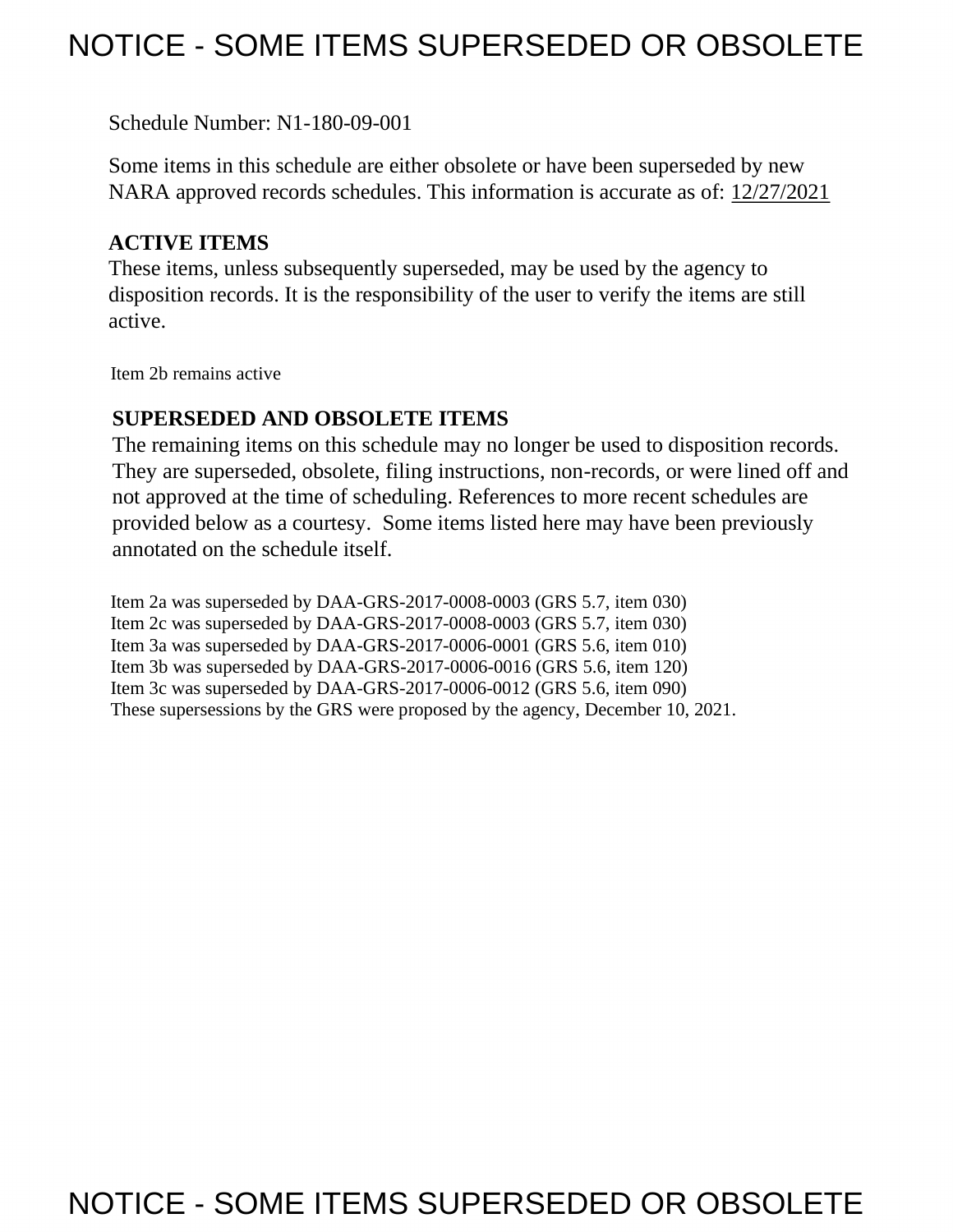# NOTICE - SOME ITEMS SUPERSEDED OR OBSOLETE

Schedule Number: N1-180-09-001

Some items in this schedule are either obsolete or have been superseded by new NARA approved records schedules. This information is accurate as of: 12/27/2021

**ACTIVE ITEMS**

These items, unless subsequently superseded, may be used by the agency to disposition records. It is the responsibility of the user to verify the items are still active.

Item 2b remains active

**SUPERSEDED AND OBSOLETE ITEMS**

The remaining items on this schedule may no longer be used to disposition records. They are superseded, obsolete, filing instructions, non-records, or were lined off and not approved at the time of scheduling. References to more recent schedules are provided below as a courtesy. Some items listed here may have been previously annotated on the schedule itself.

Item 2a was superseded by DAA-GRS-2017-0008-0003 (GRS 5.7, item 030)
Item 2c was superseded by DAA-GRS-2017-0008-0003 (GRS 5.7, item 030)
Item 3a was superseded by DAA-GRS-2017-0006-0001 (GRS 5.6, item 010)
Item 3b was superseded by DAA-GRS-2017-0006-0016 (GRS 5.6, item 120)
Item 3c was superseded by DAA-GRS-2017-0006-0012 (GRS 5.6, item 090)
These supersessions by the GRS were proposed by the agency, December 10, 2021.

# NOTICE - SOME ITEMS SUPERSEDED OR OBSOLETE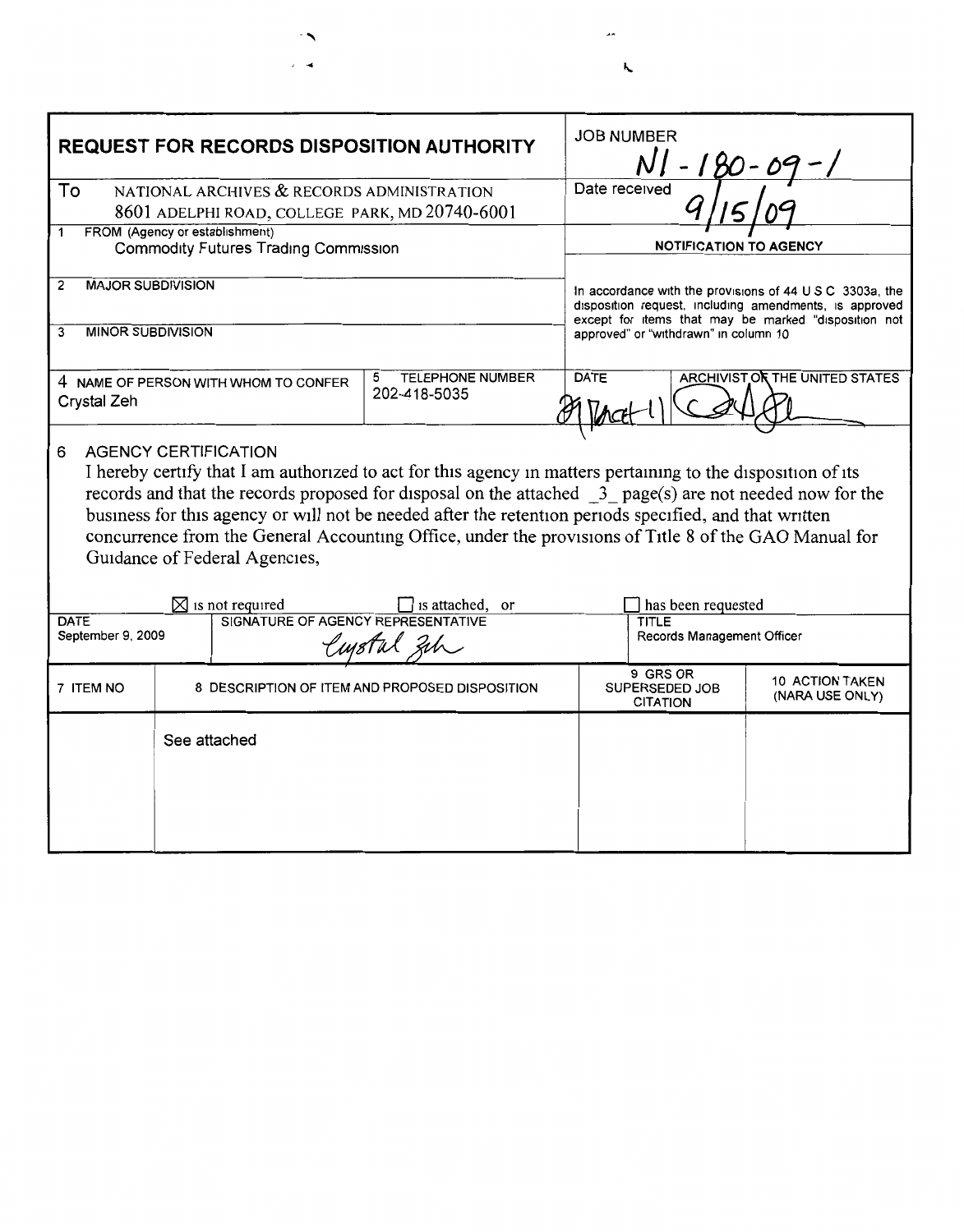# REQUEST FOR RECORDS DISPOSITION AUTHORITY

| | |
|---|---|
| **JOB NUMBER** | N1-180-09-1 |
| **Date received** | 9/15/09 |

**To** NATIONAL ARCHIVES & RECORDS ADMINISTRATION
8601 ADELPHI ROAD, COLLEGE PARK, MD 20740-6001

1 FROM (Agency or establishment)
Commodity Futures Trading Commission

2 MAJOR SUBDIVISION

3 MINOR SUBDIVISION

4 NAME OF PERSON WITH WHOM TO CONFER
Crystal Zeh

5 TELEPHONE NUMBER
202-418-5035

**NOTIFICATION TO AGENCY**

In accordance with the provisions of 44 U S C 3303a, the disposition request, including amendments, is approved except for items that may be marked "disposition not approved" or "withdrawn" in column 10

| DATE | ARCHIVIST OF THE UNITED STATES |
|---|---|
| 29 Oct 11 | [signature] |

6 AGENCY CERTIFICATION

I hereby certify that I am authorized to act for this agency in matters pertaining to the disposition of its records and that the records proposed for disposal on the attached _3_ page(s) are not needed now for the business for this agency or will not be needed after the retention periods specified, and that written concurrence from the General Accounting Office, under the provisions of Title 8 of the GAO Manual for Guidance of Federal Agencies,

☒ is not required ☐ is attached, or ☐ has been requested

| DATE | SIGNATURE OF AGENCY REPRESENTATIVE | TITLE |
|---|---|---|
| September 9, 2009 | Crystal Zeh | Records Management Officer |

| 7 ITEM NO | 8 DESCRIPTION OF ITEM AND PROPOSED DISPOSITION | 9 GRS OR SUPERSEDED JOB CITATION | 10 ACTION TAKEN (NARA USE ONLY) |
|---|---|---|---|
| | See attached | | |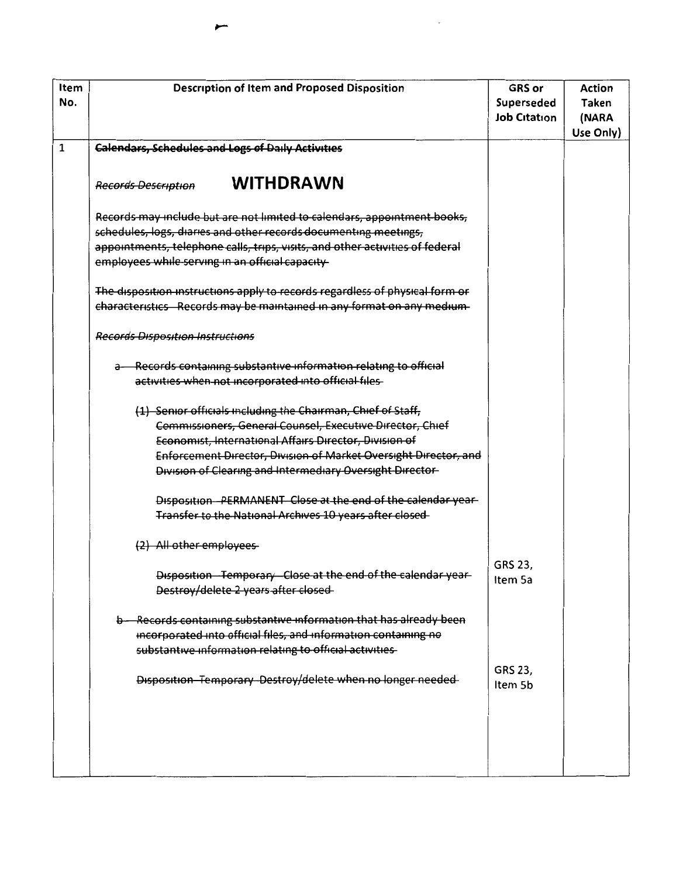| Item No. | Description of Item and Proposed Disposition | GRS or Superseded Job Citation | Action Taken (NARA Use Only) |
|---|---|---|---|
| 1 | ~~Calendars, Schedules and Logs of Daily Activities~~<br><br>~~*Records Description*~~ **WITHDRAWN**<br><br>~~Records may include but are not limited to calendars, appointment books, schedules, logs, diaries and other records documenting meetings, appointments, telephone calls, trips, visits, and other activities of federal employees while serving in an official capacity~~<br><br>~~The disposition instructions apply to records regardless of physical form or characteristics Records may be maintained in any format on any medium~~<br><br>~~*Records Disposition Instructions*~~<br><br>~~a Records containing substantive information relating to official activities when not incorporated into official files~~<br><br>~~(1) Senior officials including the Chairman, Chief of Staff, Commissioners, General Counsel, Executive Director, Chief Economist, International Affairs Director, Division of Enforcement Director, Division of Market Oversight Director, and Division of Clearing and Intermediary Oversight Director~~<br><br>~~Disposition PERMANENT Close at the end of the calendar year Transfer to the National Archives 10 years after closed~~<br><br>~~(2) All other employees~~<br><br>~~Disposition Temporary Close at the end of the calendar year Destroy/delete 2 years after closed~~<br><br>~~b Records containing substantive information that has already been incorporated into official files, and information containing no substantive information relating to official activities~~<br><br>~~Disposition Temporary Destroy/delete when no longer needed~~ | <br><br><br><br><br><br><br><br><br><br><br><br><br><br><br><br><br><br><br>GRS 23, Item 5a<br><br><br><br><br>GRS 23, Item 5b | |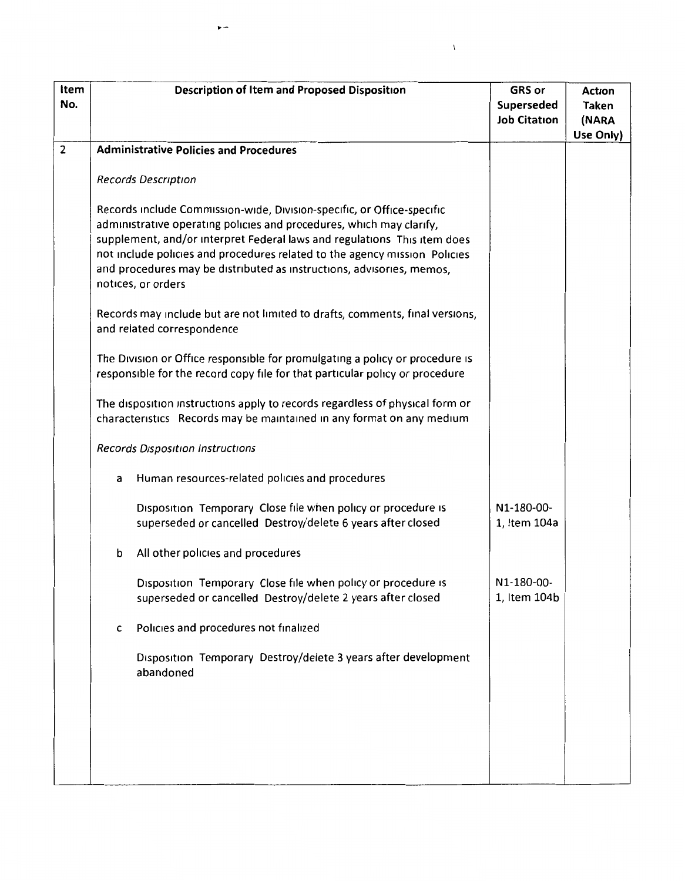| Item No. | Description of Item and Proposed Disposition | GRS or Superseded Job Citation | Action Taken (NARA Use Only) |
|---|---|---|---|
| 2 | **Administrative Policies and Procedures**<br><br>*Records Description*<br><br>Records include Commission-wide, Division-specific, or Office-specific administrative operating policies and procedures, which may clarify, supplement, and/or interpret Federal laws and regulations This item does not include policies and procedures related to the agency mission Policies and procedures may be distributed as instructions, advisories, memos, notices, or orders<br><br>Records may include but are not limited to drafts, comments, final versions, and related correspondence<br><br>The Division or Office responsible for promulgating a policy or procedure is responsible for the record copy file for that particular policy or procedure<br><br>The disposition instructions apply to records regardless of physical form or characteristics Records may be maintained in any format on any medium<br><br>*Records Disposition Instructions* | | |
| | a Human resources-related policies and procedures<br><br>Disposition Temporary Close file when policy or procedure is superseded or cancelled Destroy/delete 6 years after closed | N1-180-00-1, Item 104a | |
| | b All other policies and procedures<br><br>Disposition Temporary Close file when policy or procedure is superseded or cancelled Destroy/delete 2 years after closed | N1-180-00-1, Item 104b | |
| | c Policies and procedures not finalized<br><br>Disposition Temporary Destroy/delete 3 years after development abandoned | | |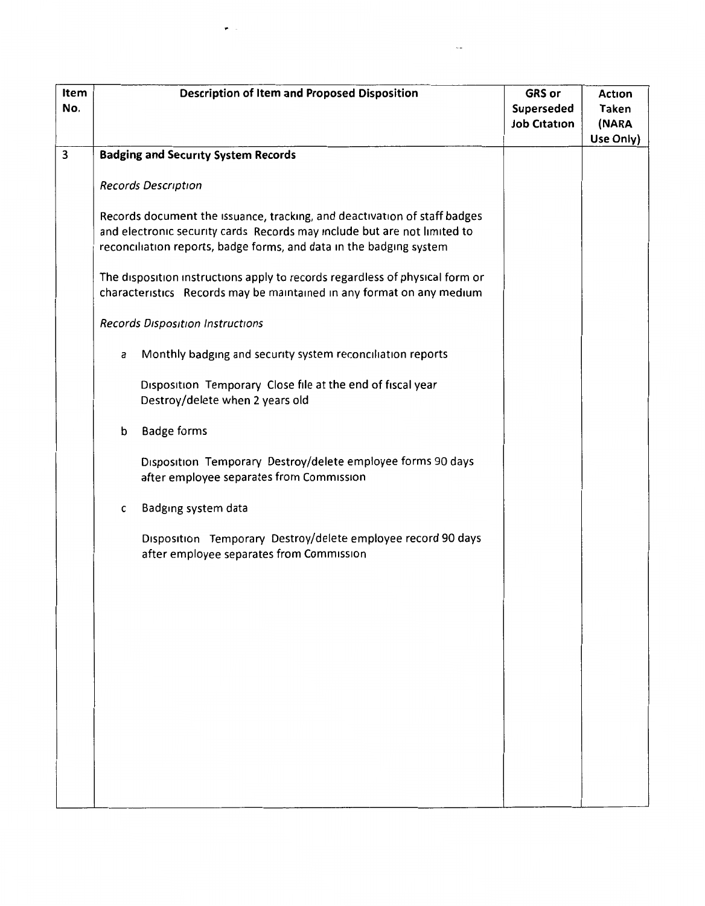| Item No. | Description of Item and Proposed Disposition | GRS or Superseded Job Citation | Action Taken (NARA Use Only) |
|---|---|---|---|
| 3 | **Badging and Security System Records**<br><br>*Records Description*<br><br>Records document the issuance, tracking, and deactivation of staff badges and electronic security cards Records may include but are not limited to reconciliation reports, badge forms, and data in the badging system<br><br>The disposition instructions apply to records regardless of physical form or characteristics Records may be maintained in any format on any medium<br><br>*Records Disposition Instructions*<br><br>a Monthly badging and security system reconciliation reports<br><br>Disposition Temporary Close file at the end of fiscal year Destroy/delete when 2 years old<br><br>b Badge forms<br><br>Disposition Temporary Destroy/delete employee forms 90 days after employee separates from Commission<br><br>c Badging system data<br><br>Disposition Temporary Destroy/delete employee record 90 days after employee separates from Commission | | |